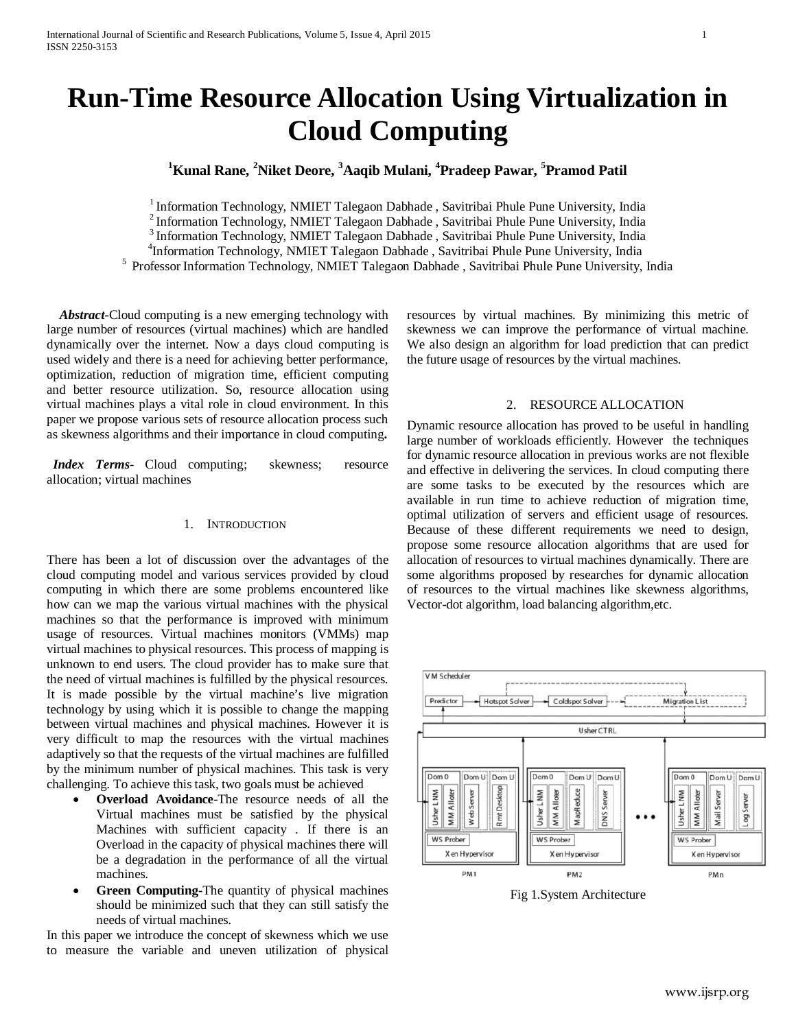# Run-Time Resource Allocation Using Virtualization in Cloud Computing

**[1]Kunal Rane, [2]Niket Deore, [3]Aaqib Mulani, [4]Pradeep Pawar, [5]Pramod Patil**

[1] Information Technology, NMIET Talegaon Dabhade , Savitribai Phule Pune University, India
[2] Information Technology, NMIET Talegaon Dabhade , Savitribai Phule Pune University, India
[3] Information Technology, NMIET Talegaon Dabhade , Savitribai Phule Pune University, India
[4] Information Technology, NMIET Talegaon Dabhade , Savitribai Phule Pune University, India
[5] Professor Information Technology, NMIET Talegaon Dabhade , Savitribai Phule Pune University, India

***Abstract*-**Cloud computing is a new emerging technology with large number of resources (virtual machines) which are handled dynamically over the internet. Now a days cloud computing is used widely and there is a need for achieving better performance, optimization, reduction of migration time, efficient computing and better resource utilization. So, resource allocation using virtual machines plays a vital role in cloud environment. In this paper we propose various sets of resource allocation process such as skewness algorithms and their importance in cloud computing**.**

***Index Terms*-** Cloud computing; skewness; resource allocation; virtual machines

## 1. Introduction

There has been a lot of discussion over the advantages of the cloud computing model and various services provided by cloud computing in which there are some problems encountered like how can we map the various virtual machines with the physical machines so that the performance is improved with minimum usage of resources. Virtual machines monitors (VMMs) map virtual machines to physical resources. This process of mapping is unknown to end users. The cloud provider has to make sure that the need of virtual machines is fulfilled by the physical resources. It is made possible by the virtual machine's live migration technology by using which it is possible to change the mapping between virtual machines and physical machines. However it is very difficult to map the resources with the virtual machines adaptively so that the requests of the virtual machines are fulfilled by the minimum number of physical machines. This task is very challenging. To achieve this task, two goals must be achieved

- **Overload Avoidance**-The resource needs of all the Virtual machines must be satisfied by the physical Machines with sufficient capacity . If there is an Overload in the capacity of physical machines there will be a degradation in the performance of all the virtual machines.
- **Green Computing**-The quantity of physical machines should be minimized such that they can still satisfy the needs of virtual machines.

In this paper we introduce the concept of skewness which we use to measure the variable and uneven utilization of physical resources by virtual machines. By minimizing this metric of skewness we can improve the performance of virtual machine. We also design an algorithm for load prediction that can predict the future usage of resources by the virtual machines.

## 2. Resource Allocation

Dynamic resource allocation has proved to be useful in handling large number of workloads efficiently. However the techniques for dynamic resource allocation in previous works are not flexible and effective in delivering the services. In cloud computing there are some tasks to be executed by the resources which are available in run time to achieve reduction of migration time, optimal utilization of servers and efficient usage of resources. Because of these different requirements we need to design, propose some resource allocation algorithms that are used for allocation of resources to virtual machines dynamically. There are some algorithms proposed by researches for dynamic allocation of resources to the virtual machines like skewness algorithms, Vector-dot algorithm, load balancing algorithm,etc.

Fig 1.System Architecture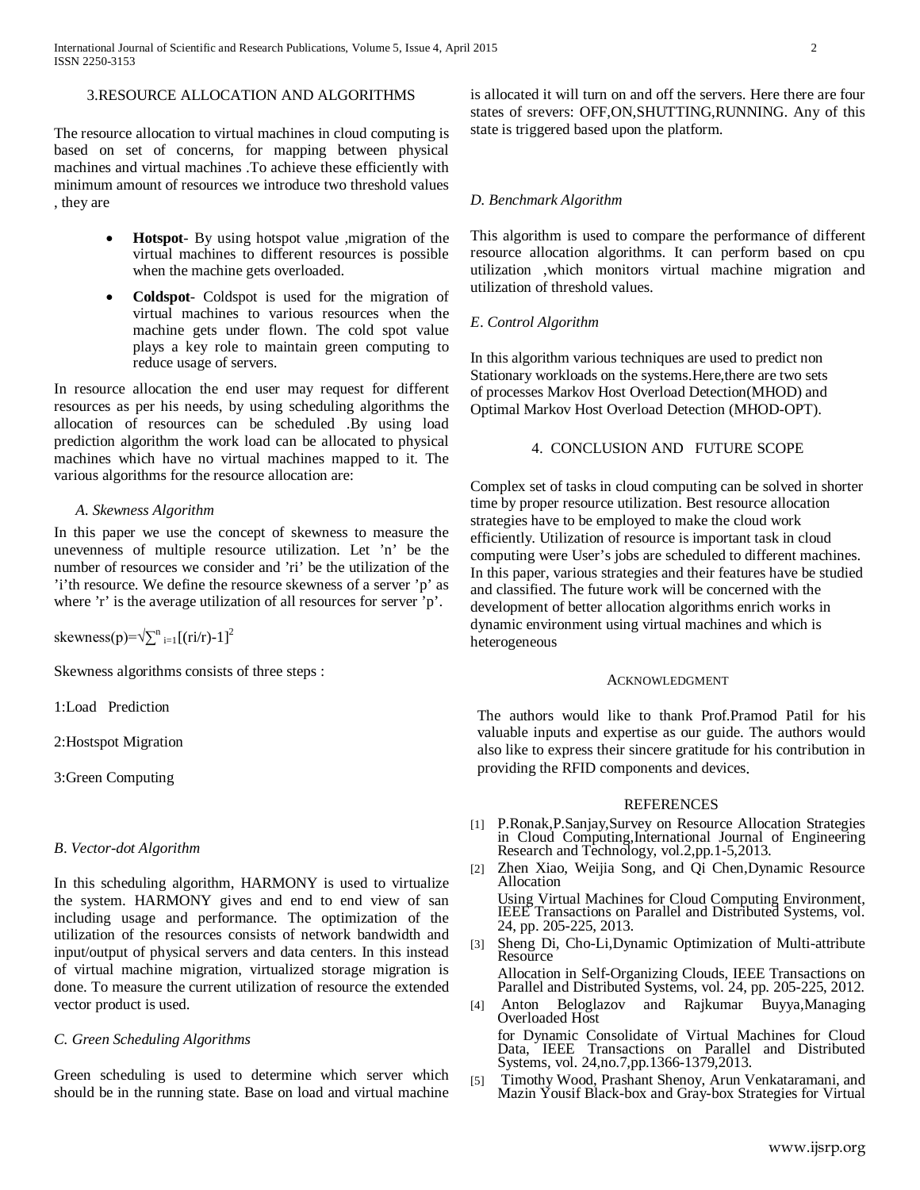## 3.RESOURCE ALLOCATION AND ALGORITHMS

The resource allocation to virtual machines in cloud computing is based on set of concerns, for mapping between physical machines and virtual machines .To achieve these efficiently with minimum amount of resources we introduce two threshold values , they are

- **Hotspot**- By using hotspot value ,migration of the virtual machines to different resources is possible when the machine gets overloaded.
- **Coldspot**- Coldspot is used for the migration of virtual machines to various resources when the machine gets under flown. The cold spot value plays a key role to maintain green computing to reduce usage of servers.

In resource allocation the end user may request for different resources as per his needs, by using scheduling algorithms the allocation of resources can be scheduled .By using load prediction algorithm the work load can be allocated to physical machines which have no virtual machines mapped to it. The various algorithms for the resource allocation are:

### *A. Skewness Algorithm*

In this paper we use the concept of skewness to measure the unevenness of multiple resource utilization. Let 'n' be the number of resources we consider and 'ri' be the utilization of the 'i'th resource. We define the resource skewness of a server 'p' as where 'r' is the average utilization of all resources for server 'p'.

$$skewness(p)=\sqrt{\sum_{i=1}^{n}[(ri/r)-1]^2}$$

Skewness algorithms consists of three steps :

1:Load Prediction

2:Hostspot Migration

3:Green Computing

### *B. Vector-dot Algorithm*

In this scheduling algorithm, HARMONY is used to virtualize the system. HARMONY gives and end to end view of san including usage and performance. The optimization of the utilization of the resources consists of network bandwidth and input/output of physical servers and data centers. In this instead of virtual machine migration, virtualized storage migration is done. To measure the current utilization of resource the extended vector product is used.

### *C. Green Scheduling Algorithms*

Green scheduling is used to determine which server should be in the running state. Base on load and virtual machine is allocated it will turn on and off the servers. Here there are four states of srevers: OFF,ON,SHUTTING,RUNNING. Any of this state is triggered based upon the platform.

### *D. Benchmark Algorithm*

This algorithm is used to compare the performance of different resource allocation algorithms. It can perform based on cpu utilization ,which monitors virtual machine migration and utilization of threshold values.

### *E. Control Algorithm*

In this algorithm various techniques are used to predict non Stationary workloads on the systems.Here,there are two sets of processes Markov Host Overload Detection(MHOD) and Optimal Markov Host Overload Detection (MHOD-OPT).

## 4. CONCLUSION AND FUTURE SCOPE

Complex set of tasks in cloud computing can be solved in shorter time by proper resource utilization. Best resource allocation strategies have to be employed to make the cloud work efficiently. Utilization of resource is important task in cloud computing were User's jobs are scheduled to different machines. In this paper, various strategies and their features have be studied and classified. The future work will be concerned with the development of better allocation algorithms enrich works in dynamic environment using virtual machines and which is heterogeneous

## ACKNOWLEDGMENT

The authors would like to thank Prof.Pramod Patil for his valuable inputs and expertise as our guide. The authors would also like to express their sincere gratitude for his contribution in providing the RFID components and devices.

## REFERENCES

[1] P.Ronak,P.Sanjay,Survey on Resource Allocation Strategies in Cloud Computing,International Journal of Engineering Research and Technology, vol.2,pp.1-5,2013.

[2] Zhen Xiao, Weijia Song, and Qi Chen,Dynamic Resource Allocation Using Virtual Machines for Cloud Computing Environment, IEEE Transactions on Parallel and Distributed Systems, vol. 24, pp. 205-225, 2013.

[3] Sheng Di, Cho-Li,Dynamic Optimization of Multi-attribute Resource Allocation in Self-Organizing Clouds, IEEE Transactions on Parallel and Distributed Systems, vol. 24, pp. 205-225, 2012.

[4] Anton Beloglazov and Rajkumar Buyya,Managing Overloaded Host for Dynamic Consolidate of Virtual Machines for Cloud Data, IEEE Transactions on Parallel and Distributed Systems, vol. 24,no.7,pp.1366-1379,2013.

[5] Timothy Wood, Prashant Shenoy, Arun Venkataramani, and Mazin Yousif Black-box and Gray-box Strategies for Virtual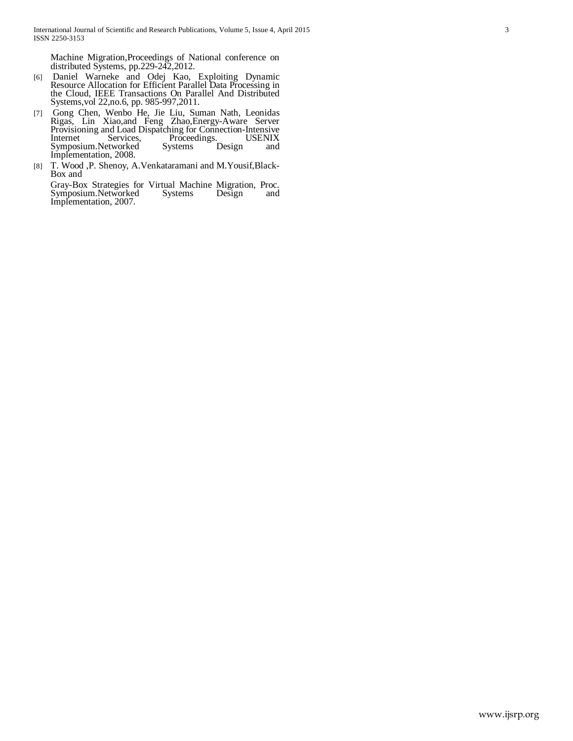Machine Migration,Proceedings of National conference on distributed Systems, pp.229-242,2012.

[6] Daniel Warneke and Odej Kao, Exploiting Dynamic Resource Allocation for Efficient Parallel Data Processing in the Cloud, IEEE Transactions On Parallel And Distributed Systems,vol 22,no.6, pp. 985-997,2011.

[7] Gong Chen, Wenbo He, Jie Liu, Suman Nath, Leonidas Rigas, Lin Xiao,and Feng Zhao,Energy-Aware Server Provisioning and Load Dispatching for Connection-Intensive Internet Services, Proceedings. USENIX Symposium.Networked Systems Design and Implementation, 2008.

[8] T. Wood ,P. Shenoy, A.Venkataramani and M.Yousif,Black-Box and

Gray-Box Strategies for Virtual Machine Migration, Proc. Symposium.Networked Systems Design and Implementation, 2007.